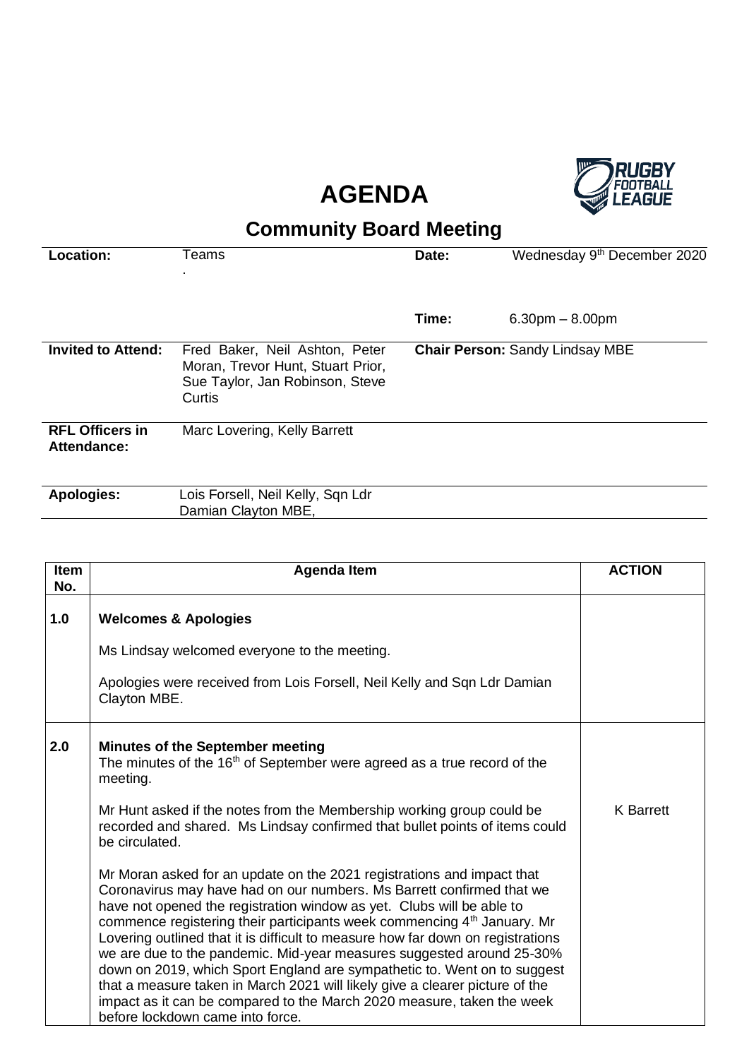# AGENDA

## Community Board Meeting

| | | | |
|---|---|---|---|
| **Location:** | Teams<br>. | **Date:** | Wednesday 9th December 2020 |
| | | **Time:** | 6.30pm – 8.00pm |
| **Invited to Attend:** | Fred Baker, Neil Ashton, Peter Moran, Trevor Hunt, Stuart Prior, Sue Taylor, Jan Robinson, Steve Curtis | **Chair Person:** Sandy Lindsay MBE | |
| **RFL Officers in Attendance:** | Marc Lovering, Kelly Barrett | | |
| **Apologies:** | Lois Forsell, Neil Kelly, Sqn Ldr Damian Clayton MBE, | | |

| Item No. | Agenda Item | ACTION |
|---|---|---|
| 1.0 | **Welcomes & Apologies**<br><br>Ms Lindsay welcomed everyone to the meeting.<br><br>Apologies were received from Lois Forsell, Neil Kelly and Sqn Ldr Damian Clayton MBE. | |
| 2.0 | **Minutes of the September meeting**<br>The minutes of the 16th of September were agreed as a true record of the meeting.<br><br>Mr Hunt asked if the notes from the Membership working group could be recorded and shared. Ms Lindsay confirmed that bullet points of items could be circulated.<br><br>Mr Moran asked for an update on the 2021 registrations and impact that Coronavirus may have had on our numbers. Ms Barrett confirmed that we have not opened the registration window as yet. Clubs will be able to commence registering their participants week commencing 4th January. Mr Lovering outlined that it is difficult to measure how far down on registrations we are due to the pandemic. Mid-year measures suggested around 25-30% down on 2019, which Sport England are sympathetic to. Went on to suggest that a measure taken in March 2021 will likely give a clearer picture of the impact as it can be compared to the March 2020 measure, taken the week before lockdown came into force. | K Barrett |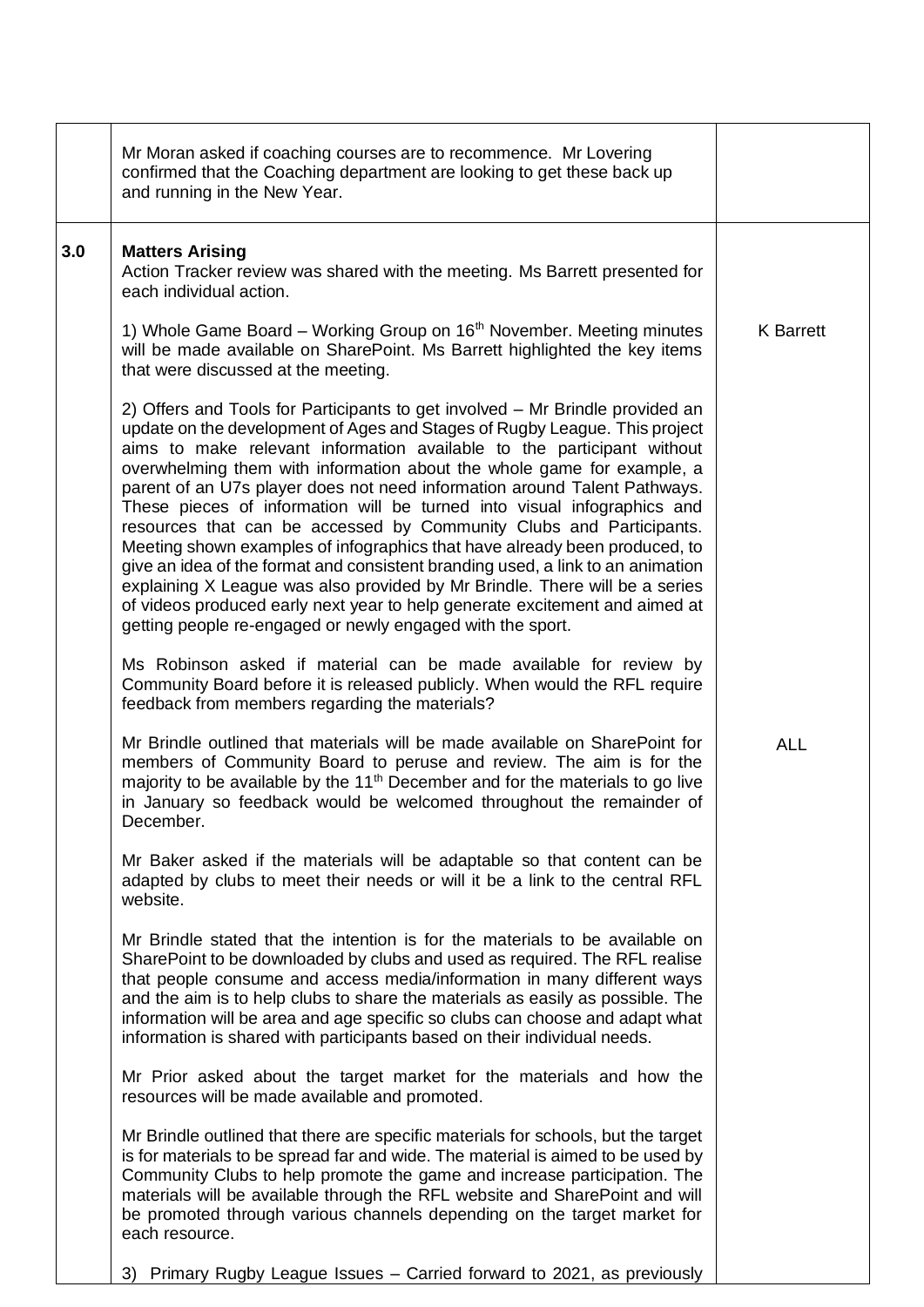| | | |
|---|---|---|
| | Mr Moran asked if coaching courses are to recommence. Mr Lovering confirmed that the Coaching department are looking to get these back up and running in the New Year. | |
| **3.0** | **Matters Arising**<br>Action Tracker review was shared with the meeting. Ms Barrett presented for each individual action.<br><br>1) Whole Game Board – Working Group on 16th November. Meeting minutes will be made available on SharePoint. Ms Barrett highlighted the key items that were discussed at the meeting.<br><br>2) Offers and Tools for Participants to get involved – Mr Brindle provided an update on the development of Ages and Stages of Rugby League. This project aims to make relevant information available to the participant without overwhelming them with information about the whole game for example, a parent of an U7s player does not need information around Talent Pathways. These pieces of information will be turned into visual infographics and resources that can be accessed by Community Clubs and Participants. Meeting shown examples of infographics that have already been produced, to give an idea of the format and consistent branding used, a link to an animation explaining X League was also provided by Mr Brindle. There will be a series of videos produced early next year to help generate excitement and aimed at getting people re-engaged or newly engaged with the sport.<br><br>Ms Robinson asked if material can be made available for review by Community Board before it is released publicly. When would the RFL require feedback from members regarding the materials?<br><br>Mr Brindle outlined that materials will be made available on SharePoint for members of Community Board to peruse and review. The aim is for the majority to be available by the 11th December and for the materials to go live in January so feedback would be welcomed throughout the remainder of December.<br><br>Mr Baker asked if the materials will be adaptable so that content can be adapted by clubs to meet their needs or will it be a link to the central RFL website.<br><br>Mr Brindle stated that the intention is for the materials to be available on SharePoint to be downloaded by clubs and used as required. The RFL realise that people consume and access media/information in many different ways and the aim is to help clubs to share the materials as easily as possible. The information will be area and age specific so clubs can choose and adapt what information is shared with participants based on their individual needs.<br><br>Mr Prior asked about the target market for the materials and how the resources will be made available and promoted.<br><br>Mr Brindle outlined that there are specific materials for schools, but the target is for materials to be spread far and wide. The material is aimed to be used by Community Clubs to help promote the game and increase participation. The materials will be available through the RFL website and SharePoint and will be promoted through various channels depending on the target market for each resource.<br><br>3) Primary Rugby League Issues – Carried forward to 2021, as previously | K Barrett<br><br>ALL |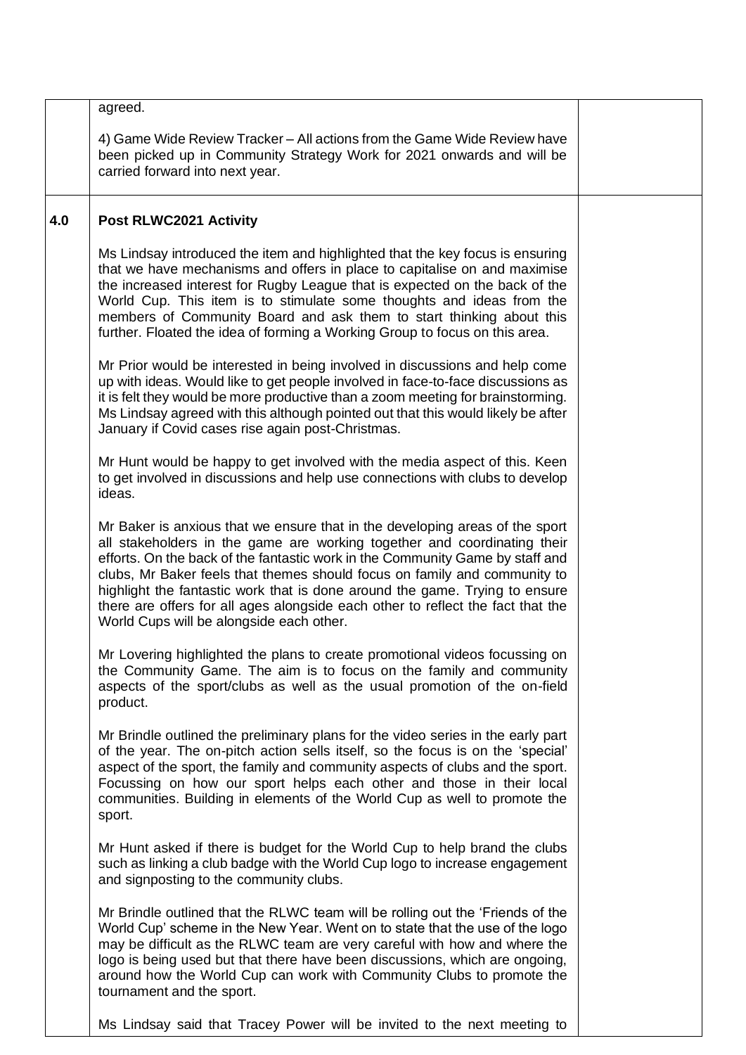| | | |
|---|---|---|
| | agreed.<br><br>4) Game Wide Review Tracker – All actions from the Game Wide Review have been picked up in Community Strategy Work for 2021 onwards and will be carried forward into next year. | |
| **4.0** | **Post RLWC2021 Activity**<br><br>Ms Lindsay introduced the item and highlighted that the key focus is ensuring that we have mechanisms and offers in place to capitalise on and maximise the increased interest for Rugby League that is expected on the back of the World Cup. This item is to stimulate some thoughts and ideas from the members of Community Board and ask them to start thinking about this further. Floated the idea of forming a Working Group to focus on this area.<br><br>Mr Prior would be interested in being involved in discussions and help come up with ideas. Would like to get people involved in face-to-face discussions as it is felt they would be more productive than a zoom meeting for brainstorming. Ms Lindsay agreed with this although pointed out that this would likely be after January if Covid cases rise again post-Christmas.<br><br>Mr Hunt would be happy to get involved with the media aspect of this. Keen to get involved in discussions and help use connections with clubs to develop ideas.<br><br>Mr Baker is anxious that we ensure that in the developing areas of the sport all stakeholders in the game are working together and coordinating their efforts. On the back of the fantastic work in the Community Game by staff and clubs, Mr Baker feels that themes should focus on family and community to highlight the fantastic work that is done around the game. Trying to ensure there are offers for all ages alongside each other to reflect the fact that the World Cups will be alongside each other.<br><br>Mr Lovering highlighted the plans to create promotional videos focussing on the Community Game. The aim is to focus on the family and community aspects of the sport/clubs as well as the usual promotion of the on-field product.<br><br>Mr Brindle outlined the preliminary plans for the video series in the early part of the year. The on-pitch action sells itself, so the focus is on the 'special' aspect of the sport, the family and community aspects of clubs and the sport. Focussing on how our sport helps each other and those in their local communities. Building in elements of the World Cup as well to promote the sport.<br><br>Mr Hunt asked if there is budget for the World Cup to help brand the clubs such as linking a club badge with the World Cup logo to increase engagement and signposting to the community clubs.<br><br>Mr Brindle outlined that the RLWC team will be rolling out the 'Friends of the World Cup' scheme in the New Year. Went on to state that the use of the logo may be difficult as the RLWC team are very careful with how and where the logo is being used but that there have been discussions, which are ongoing, around how the World Cup can work with Community Clubs to promote the tournament and the sport.<br><br>Ms Lindsay said that Tracey Power will be invited to the next meeting to | |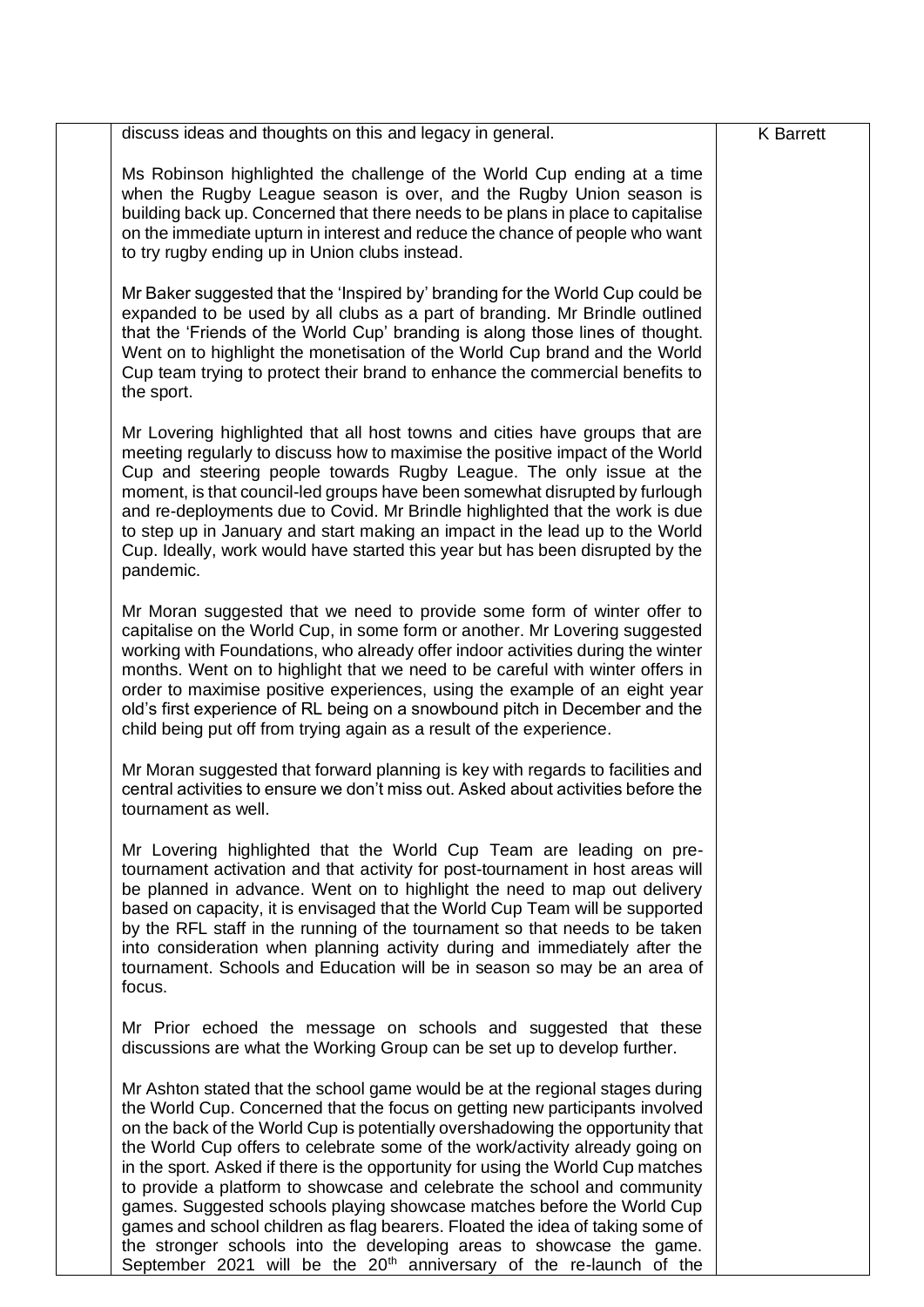| | | |
|---|---|---|
| | discuss ideas and thoughts on this and legacy in general.<br><br>Ms Robinson highlighted the challenge of the World Cup ending at a time when the Rugby League season is over, and the Rugby Union season is building back up. Concerned that there needs to be plans in place to capitalise on the immediate upturn in interest and reduce the chance of people who want to try rugby ending up in Union clubs instead.<br><br>Mr Baker suggested that the 'Inspired by' branding for the World Cup could be expanded to be used by all clubs as a part of branding. Mr Brindle outlined that the 'Friends of the World Cup' branding is along those lines of thought. Went on to highlight the monetisation of the World Cup brand and the World Cup team trying to protect their brand to enhance the commercial benefits to the sport.<br><br>Mr Lovering highlighted that all host towns and cities have groups that are meeting regularly to discuss how to maximise the positive impact of the World Cup and steering people towards Rugby League. The only issue at the moment, is that council-led groups have been somewhat disrupted by furlough and re-deployments due to Covid. Mr Brindle highlighted that the work is due to step up in January and start making an impact in the lead up to the World Cup. Ideally, work would have started this year but has been disrupted by the pandemic.<br><br>Mr Moran suggested that we need to provide some form of winter offer to capitalise on the World Cup, in some form or another. Mr Lovering suggested working with Foundations, who already offer indoor activities during the winter months. Went on to highlight that we need to be careful with winter offers in order to maximise positive experiences, using the example of an eight year old's first experience of RL being on a snowbound pitch in December and the child being put off from trying again as a result of the experience.<br><br>Mr Moran suggested that forward planning is key with regards to facilities and central activities to ensure we don't miss out. Asked about activities before the tournament as well.<br><br>Mr Lovering highlighted that the World Cup Team are leading on pre-tournament activation and that activity for post-tournament in host areas will be planned in advance. Went on to highlight the need to map out delivery based on capacity, it is envisaged that the World Cup Team will be supported by the RFL staff in the running of the tournament so that needs to be taken into consideration when planning activity during and immediately after the tournament. Schools and Education will be in season so may be an area of focus.<br><br>Mr Prior echoed the message on schools and suggested that these discussions are what the Working Group can be set up to develop further.<br><br>Mr Ashton stated that the school game would be at the regional stages during the World Cup. Concerned that the focus on getting new participants involved on the back of the World Cup is potentially overshadowing the opportunity that the World Cup offers to celebrate some of the work/activity already going on in the sport. Asked if there is the opportunity for using the World Cup matches to provide a platform to showcase and celebrate the school and community games. Suggested schools playing showcase matches before the World Cup games and school children as flag bearers. Floated the idea of taking some of the stronger schools into the developing areas to showcase the game. September 2021 will be the 20th anniversary of the re-launch of the | K Barrett |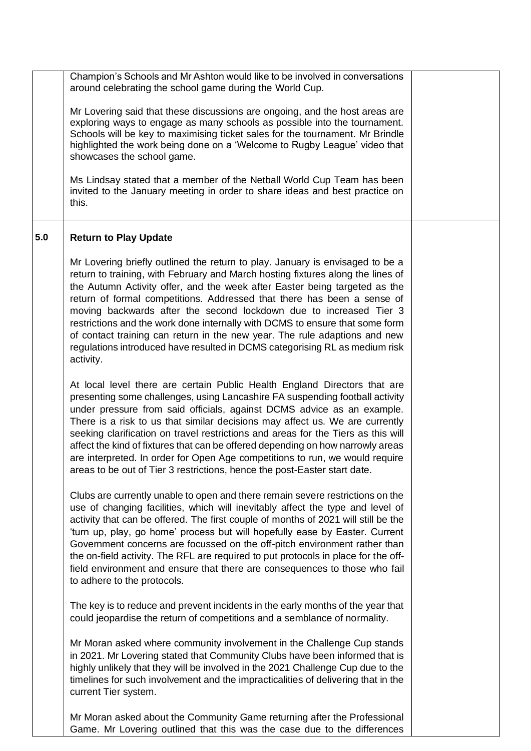| | | |
|---|---|---|
| | Champion's Schools and Mr Ashton would like to be involved in conversations around celebrating the school game during the World Cup.<br><br>Mr Lovering said that these discussions are ongoing, and the host areas are exploring ways to engage as many schools as possible into the tournament. Schools will be key to maximising ticket sales for the tournament. Mr Brindle highlighted the work being done on a 'Welcome to Rugby League' video that showcases the school game.<br><br>Ms Lindsay stated that a member of the Netball World Cup Team has been invited to the January meeting in order to share ideas and best practice on this. | |
| **5.0** | **Return to Play Update**<br><br>Mr Lovering briefly outlined the return to play. January is envisaged to be a return to training, with February and March hosting fixtures along the lines of the Autumn Activity offer, and the week after Easter being targeted as the return of formal competitions. Addressed that there has been a sense of moving backwards after the second lockdown due to increased Tier 3 restrictions and the work done internally with DCMS to ensure that some form of contact training can return in the new year. The rule adaptions and new regulations introduced have resulted in DCMS categorising RL as medium risk activity.<br><br>At local level there are certain Public Health England Directors that are presenting some challenges, using Lancashire FA suspending football activity under pressure from said officials, against DCMS advice as an example. There is a risk to us that similar decisions may affect us. We are currently seeking clarification on travel restrictions and areas for the Tiers as this will affect the kind of fixtures that can be offered depending on how narrowly areas are interpreted. In order for Open Age competitions to run, we would require areas to be out of Tier 3 restrictions, hence the post-Easter start date.<br><br>Clubs are currently unable to open and there remain severe restrictions on the use of changing facilities, which will inevitably affect the type and level of activity that can be offered. The first couple of months of 2021 will still be the 'turn up, play, go home' process but will hopefully ease by Easter. Current Government concerns are focussed on the off-pitch environment rather than the on-field activity. The RFL are required to put protocols in place for the off-field environment and ensure that there are consequences to those who fail to adhere to the protocols.<br><br>The key is to reduce and prevent incidents in the early months of the year that could jeopardise the return of competitions and a semblance of normality.<br><br>Mr Moran asked where community involvement in the Challenge Cup stands in 2021. Mr Lovering stated that Community Clubs have been informed that is highly unlikely that they will be involved in the 2021 Challenge Cup due to the timelines for such involvement and the impracticalities of delivering that in the current Tier system.<br><br>Mr Moran asked about the Community Game returning after the Professional Game. Mr Lovering outlined that this was the case due to the differences | |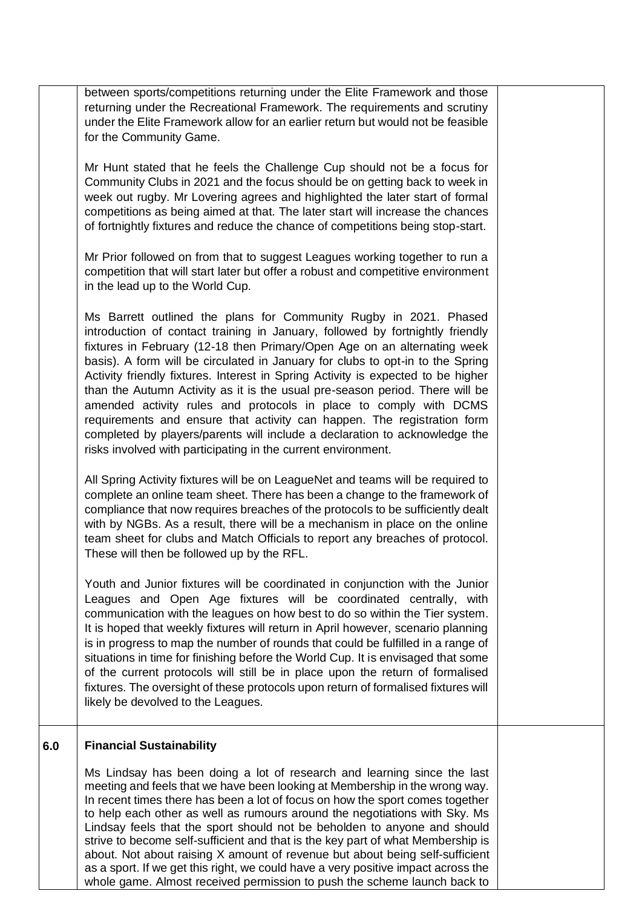| | | |
|---|---|---|
| | between sports/competitions returning under the Elite Framework and those returning under the Recreational Framework. The requirements and scrutiny under the Elite Framework allow for an earlier return but would not be feasible for the Community Game.<br><br>Mr Hunt stated that he feels the Challenge Cup should not be a focus for Community Clubs in 2021 and the focus should be on getting back to week in week out rugby. Mr Lovering agrees and highlighted the later start of formal competitions as being aimed at that. The later start will increase the chances of fortnightly fixtures and reduce the chance of competitions being stop-start.<br><br>Mr Prior followed on from that to suggest Leagues working together to run a competition that will start later but offer a robust and competitive environment in the lead up to the World Cup.<br><br>Ms Barrett outlined the plans for Community Rugby in 2021. Phased introduction of contact training in January, followed by fortnightly friendly fixtures in February (12-18 then Primary/Open Age on an alternating week basis). A form will be circulated in January for clubs to opt-in to the Spring Activity friendly fixtures. Interest in Spring Activity is expected to be higher than the Autumn Activity as it is the usual pre-season period. There will be amended activity rules and protocols in place to comply with DCMS requirements and ensure that activity can happen. The registration form completed by players/parents will include a declaration to acknowledge the risks involved with participating in the current environment.<br><br>All Spring Activity fixtures will be on LeagueNet and teams will be required to complete an online team sheet. There has been a change to the framework of compliance that now requires breaches of the protocols to be sufficiently dealt with by NGBs. As a result, there will be a mechanism in place on the online team sheet for clubs and Match Officials to report any breaches of protocol. These will then be followed up by the RFL.<br><br>Youth and Junior fixtures will be coordinated in conjunction with the Junior Leagues and Open Age fixtures will be coordinated centrally, with communication with the leagues on how best to do so within the Tier system. It is hoped that weekly fixtures will return in April however, scenario planning is in progress to map the number of rounds that could be fulfilled in a range of situations in time for finishing before the World Cup. It is envisaged that some of the current protocols will still be in place upon the return of formalised fixtures. The oversight of these protocols upon return of formalised fixtures will likely be devolved to the Leagues. | |
| **6.0** | **Financial Sustainability**<br><br>Ms Lindsay has been doing a lot of research and learning since the last meeting and feels that we have been looking at Membership in the wrong way. In recent times there has been a lot of focus on how the sport comes together to help each other as well as rumours around the negotiations with Sky. Ms Lindsay feels that the sport should not be beholden to anyone and should strive to become self-sufficient and that is the key part of what Membership is about. Not about raising X amount of revenue but about being self-sufficient as a sport. If we get this right, we could have a very positive impact across the whole game. Almost received permission to push the scheme launch back to | |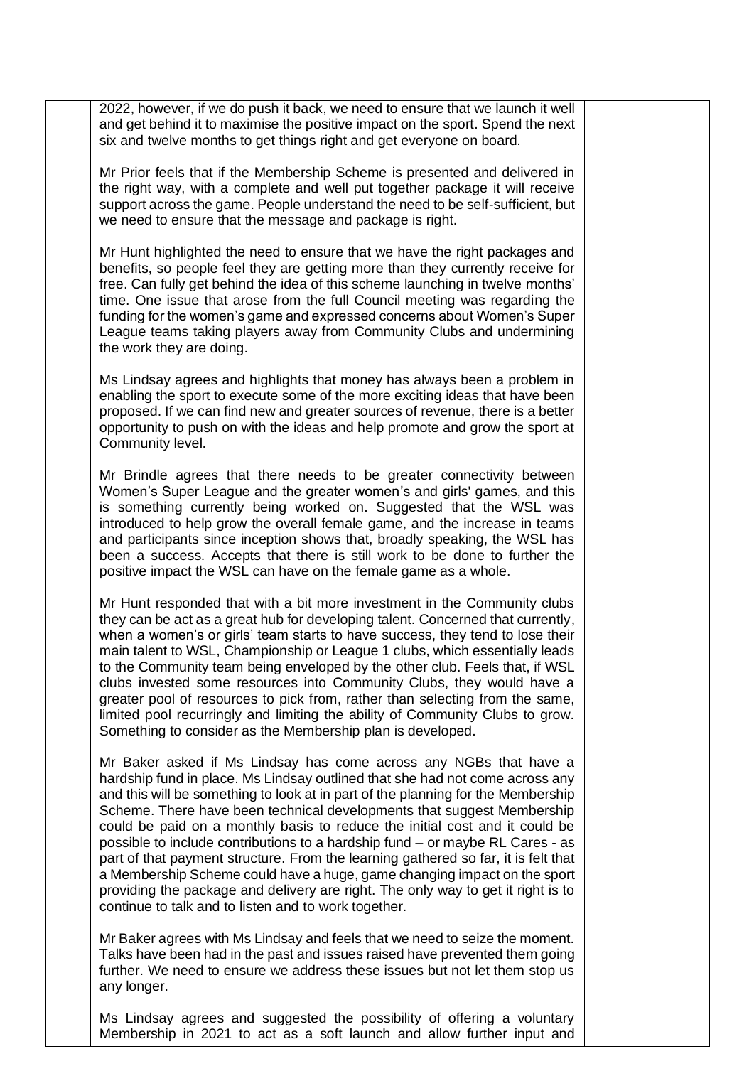2022, however, if we do push it back, we need to ensure that we launch it well and get behind it to maximise the positive impact on the sport. Spend the next six and twelve months to get things right and get everyone on board.

Mr Prior feels that if the Membership Scheme is presented and delivered in the right way, with a complete and well put together package it will receive support across the game. People understand the need to be self-sufficient, but we need to ensure that the message and package is right.

Mr Hunt highlighted the need to ensure that we have the right packages and benefits, so people feel they are getting more than they currently receive for free. Can fully get behind the idea of this scheme launching in twelve months' time. One issue that arose from the full Council meeting was regarding the funding for the women's game and expressed concerns about Women's Super League teams taking players away from Community Clubs and undermining the work they are doing.

Ms Lindsay agrees and highlights that money has always been a problem in enabling the sport to execute some of the more exciting ideas that have been proposed. If we can find new and greater sources of revenue, there is a better opportunity to push on with the ideas and help promote and grow the sport at Community level.

Mr Brindle agrees that there needs to be greater connectivity between Women's Super League and the greater women's and girls' games, and this is something currently being worked on. Suggested that the WSL was introduced to help grow the overall female game, and the increase in teams and participants since inception shows that, broadly speaking, the WSL has been a success. Accepts that there is still work to be done to further the positive impact the WSL can have on the female game as a whole.

Mr Hunt responded that with a bit more investment in the Community clubs they can be act as a great hub for developing talent. Concerned that currently, when a women's or girls' team starts to have success, they tend to lose their main talent to WSL, Championship or League 1 clubs, which essentially leads to the Community team being enveloped by the other club. Feels that, if WSL clubs invested some resources into Community Clubs, they would have a greater pool of resources to pick from, rather than selecting from the same, limited pool recurringly and limiting the ability of Community Clubs to grow. Something to consider as the Membership plan is developed.

Mr Baker asked if Ms Lindsay has come across any NGBs that have a hardship fund in place. Ms Lindsay outlined that she had not come across any and this will be something to look at in part of the planning for the Membership Scheme. There have been technical developments that suggest Membership could be paid on a monthly basis to reduce the initial cost and it could be possible to include contributions to a hardship fund – or maybe RL Cares - as part of that payment structure. From the learning gathered so far, it is felt that a Membership Scheme could have a huge, game changing impact on the sport providing the package and delivery are right. The only way to get it right is to continue to talk and to listen and to work together.

Mr Baker agrees with Ms Lindsay and feels that we need to seize the moment. Talks have been had in the past and issues raised have prevented them going further. We need to ensure we address these issues but not let them stop us any longer.

Ms Lindsay agrees and suggested the possibility of offering a voluntary Membership in 2021 to act as a soft launch and allow further input and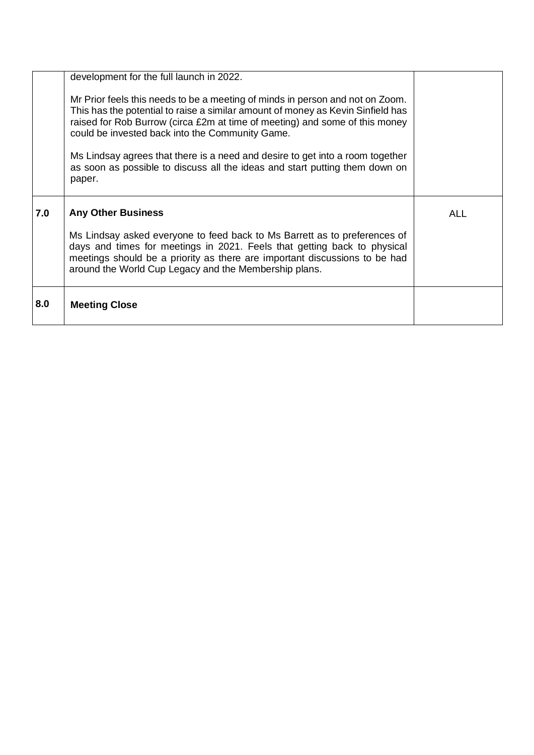| | | |
|---|---|---|
| | development for the full launch in 2022.<br><br>Mr Prior feels this needs to be a meeting of minds in person and not on Zoom. This has the potential to raise a similar amount of money as Kevin Sinfield has raised for Rob Burrow (circa £2m at time of meeting) and some of this money could be invested back into the Community Game.<br><br>Ms Lindsay agrees that there is a need and desire to get into a room together as soon as possible to discuss all the ideas and start putting them down on paper. | |
| **7.0** | **Any Other Business**<br><br>Ms Lindsay asked everyone to feed back to Ms Barrett as to preferences of days and times for meetings in 2021. Feels that getting back to physical meetings should be a priority as there are important discussions to be had around the World Cup Legacy and the Membership plans. | ALL |
| **8.0** | **Meeting Close** | |